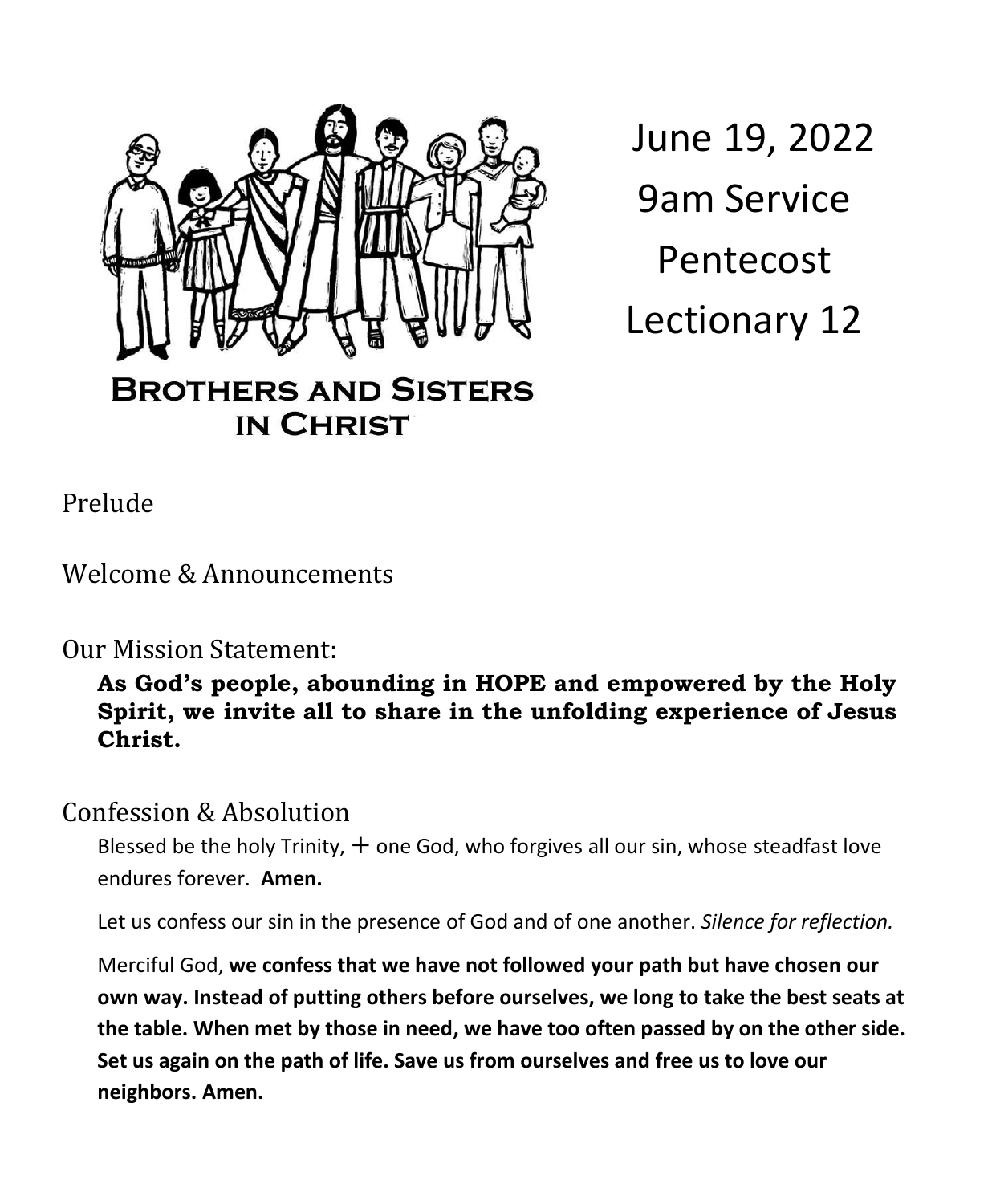**BROTHERS AND SISTERS IN CHRIST**

June 19, 2022
9am Service
Pentecost
Lectionary 12

## Prelude

## Welcome & Announcements

## Our Mission Statement:

**As God's people, abounding in HOPE and empowered by the Holy Spirit, we invite all to share in the unfolding experience of Jesus Christ.**

## Confession & Absolution

Blessed be the holy Trinity, + one God, who forgives all our sin, whose steadfast love endures forever. **Amen.**

Let us confess our sin in the presence of God and of one another. *Silence for reflection.*

Merciful God, **we confess that we have not followed your path but have chosen our own way. Instead of putting others before ourselves, we long to take the best seats at the table. When met by those in need, we have too often passed by on the other side. Set us again on the path of life. Save us from ourselves and free us to love our neighbors. Amen.**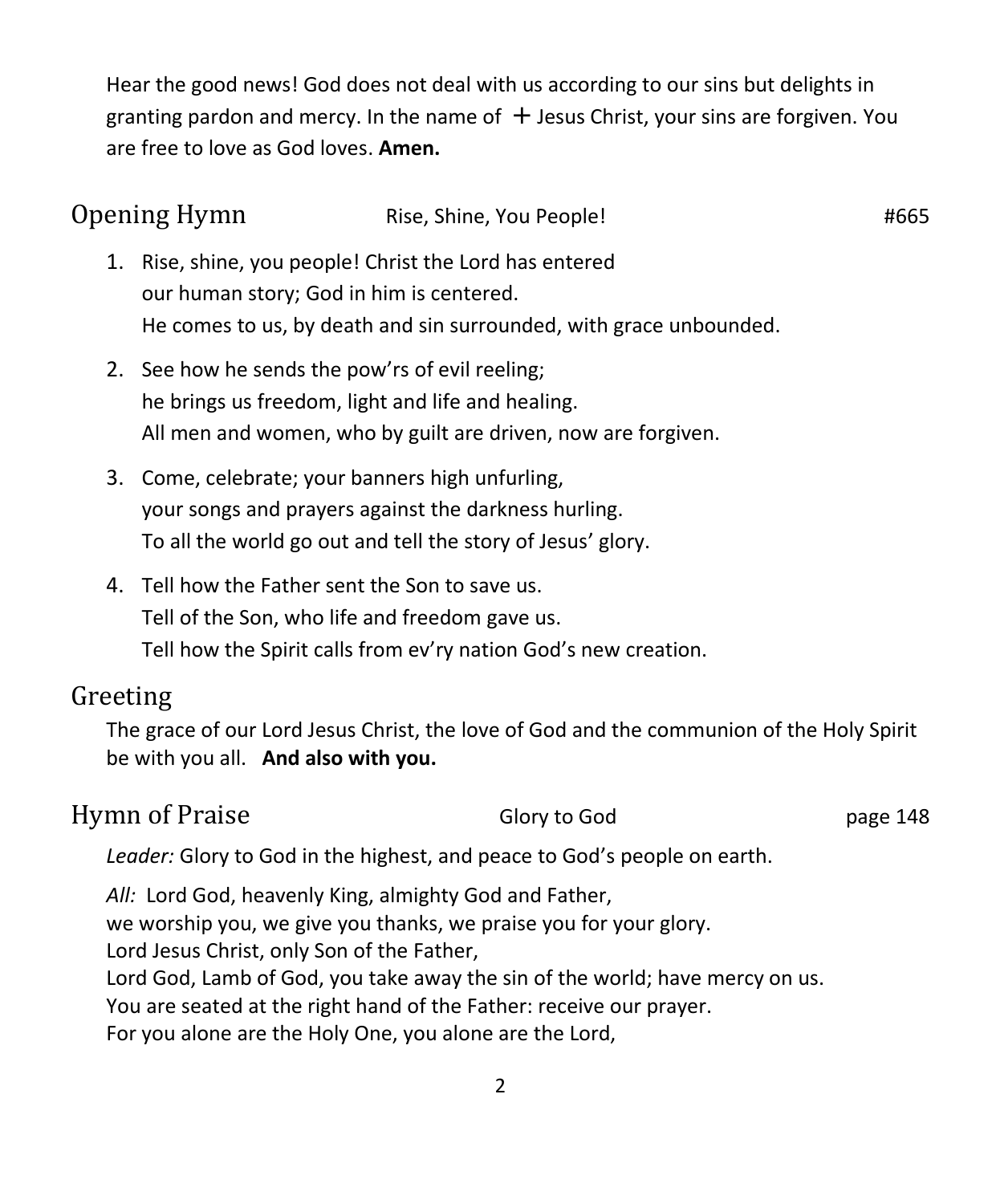Hear the good news! God does not deal with us according to our sins but delights in granting pardon and mercy. In the name of ☩ Jesus Christ, your sins are forgiven. You are free to love as God loves. **Amen.**

## Opening Hymn — Rise, Shine, You People! — #665

1. Rise, shine, you people! Christ the Lord has entered
   our human story; God in him is centered.
   He comes to us, by death and sin surrounded, with grace unbounded.

2. See how he sends the pow'rs of evil reeling;
   he brings us freedom, light and life and healing.
   All men and women, who by guilt are driven, now are forgiven.

3. Come, celebrate; your banners high unfurling,
   your songs and prayers against the darkness hurling.
   To all the world go out and tell the story of Jesus' glory.

4. Tell how the Father sent the Son to save us.
   Tell of the Son, who life and freedom gave us.
   Tell how the Spirit calls from ev'ry nation God's new creation.

## Greeting

The grace of our Lord Jesus Christ, the love of God and the communion of the Holy Spirit be with you all. **And also with you.**

## Hymn of Praise — Glory to God — page 148

*Leader:* Glory to God in the highest, and peace to God's people on earth.

*All:* Lord God, heavenly King, almighty God and Father,
we worship you, we give you thanks, we praise you for your glory.
Lord Jesus Christ, only Son of the Father,
Lord God, Lamb of God, you take away the sin of the world; have mercy on us.
You are seated at the right hand of the Father: receive our prayer.
For you alone are the Holy One, you alone are the Lord,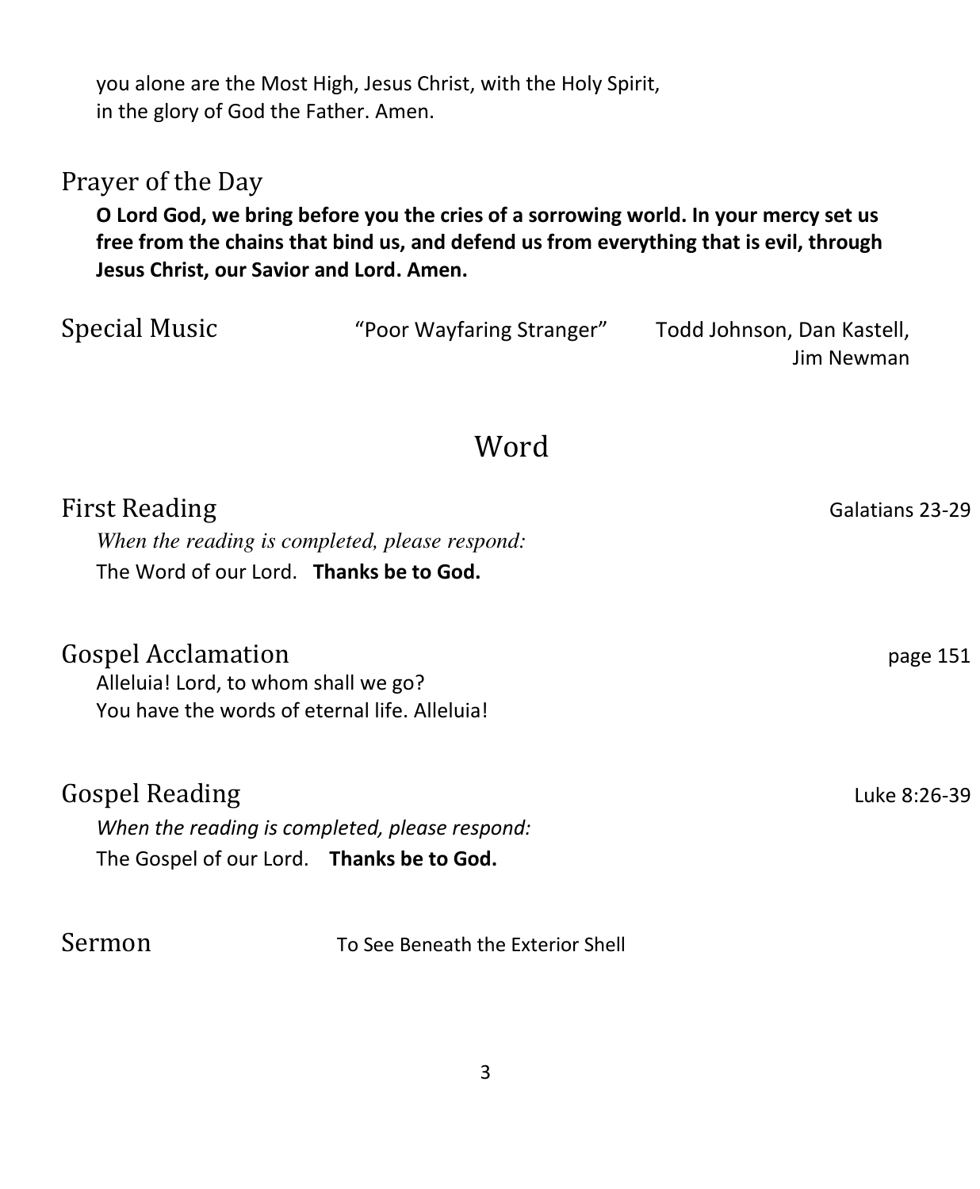you alone are the Most High, Jesus Christ, with the Holy Spirit,
in the glory of God the Father. Amen.

## Prayer of the Day

**O Lord God, we bring before you the cries of a sorrowing world. In your mercy set us free from the chains that bind us, and defend us from everything that is evil, through Jesus Christ, our Savior and Lord. Amen.**

## Special Music

"Poor Wayfaring Stranger" — Todd Johnson, Dan Kastell, Jim Newman

# Word

## First Reading

Galatians 23-29

*When the reading is completed, please respond:*

The Word of our Lord. **Thanks be to God.**

## Gospel Acclamation

page 151

Alleluia! Lord, to whom shall we go?
You have the words of eternal life. Alleluia!

## Gospel Reading

Luke 8:26-39

*When the reading is completed, please respond:*

The Gospel of our Lord. **Thanks be to God.**

## Sermon

To See Beneath the Exterior Shell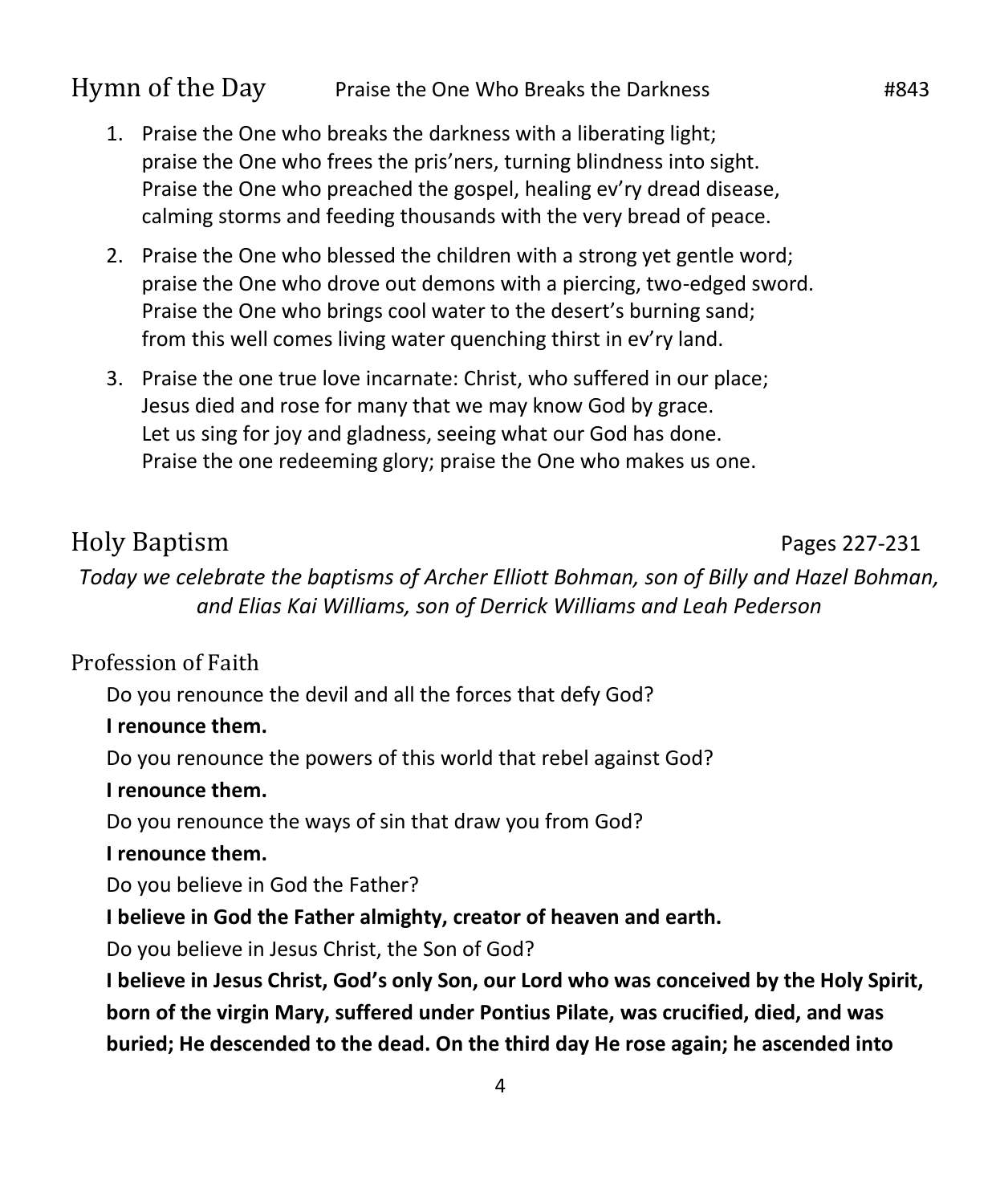## Hymn of the Day — Praise the One Who Breaks the Darkness — #843

1. Praise the One who breaks the darkness with a liberating light;
   praise the One who frees the pris'ners, turning blindness into sight.
   Praise the One who preached the gospel, healing ev'ry dread disease,
   calming storms and feeding thousands with the very bread of peace.

2. Praise the One who blessed the children with a strong yet gentle word;
   praise the One who drove out demons with a piercing, two-edged sword.
   Praise the One who brings cool water to the desert's burning sand;
   from this well comes living water quenching thirst in ev'ry land.

3. Praise the one true love incarnate: Christ, who suffered in our place;
   Jesus died and rose for many that we may know God by grace.
   Let us sing for joy and gladness, seeing what our God has done.
   Praise the one redeeming glory; praise the One who makes us one.

## Holy Baptism — Pages 227-231

*Today we celebrate the baptisms of Archer Elliott Bohman, son of Billy and Hazel Bohman, and Elias Kai Williams, son of Derrick Williams and Leah Pederson*

### Profession of Faith

Do you renounce the devil and all the forces that defy God?

**I renounce them.**

Do you renounce the powers of this world that rebel against God?

**I renounce them.**

Do you renounce the ways of sin that draw you from God?

**I renounce them.**

Do you believe in God the Father?

**I believe in God the Father almighty, creator of heaven and earth.**

Do you believe in Jesus Christ, the Son of God?

**I believe in Jesus Christ, God's only Son, our Lord who was conceived by the Holy Spirit, born of the virgin Mary, suffered under Pontius Pilate, was crucified, died, and was buried; He descended to the dead. On the third day He rose again; he ascended into**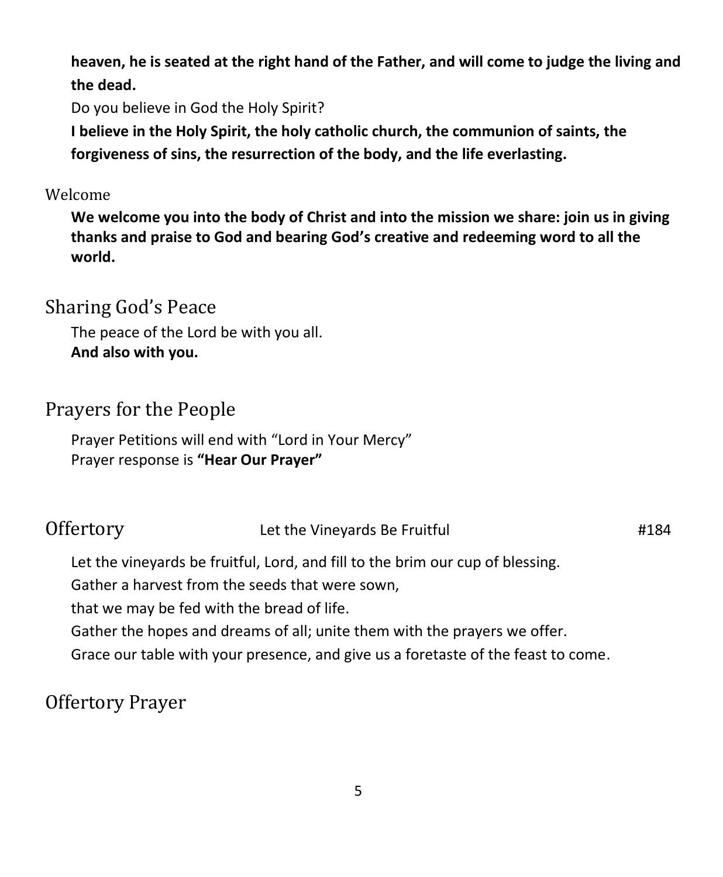**heaven, he is seated at the right hand of the Father, and will come to judge the living and the dead.**

Do you believe in God the Holy Spirit?

**I believe in the Holy Spirit, the holy catholic church, the communion of saints, the forgiveness of sins, the resurrection of the body, and the life everlasting.**

### Welcome

**We welcome you into the body of Christ and into the mission we share: join us in giving thanks and praise to God and bearing God's creative and redeeming word to all the world.**

## Sharing God's Peace

The peace of the Lord be with you all.
**And also with you.**

## Prayers for the People

Prayer Petitions will end with "Lord in Your Mercy"
Prayer response is **"Hear Our Prayer"**

## Offertory — Let the Vineyards Be Fruitful — #184

Let the vineyards be fruitful, Lord, and fill to the brim our cup of blessing.
Gather a harvest from the seeds that were sown,
that we may be fed with the bread of life.
Gather the hopes and dreams of all; unite them with the prayers we offer.
Grace our table with your presence, and give us a foretaste of the feast to come.

## Offertory Prayer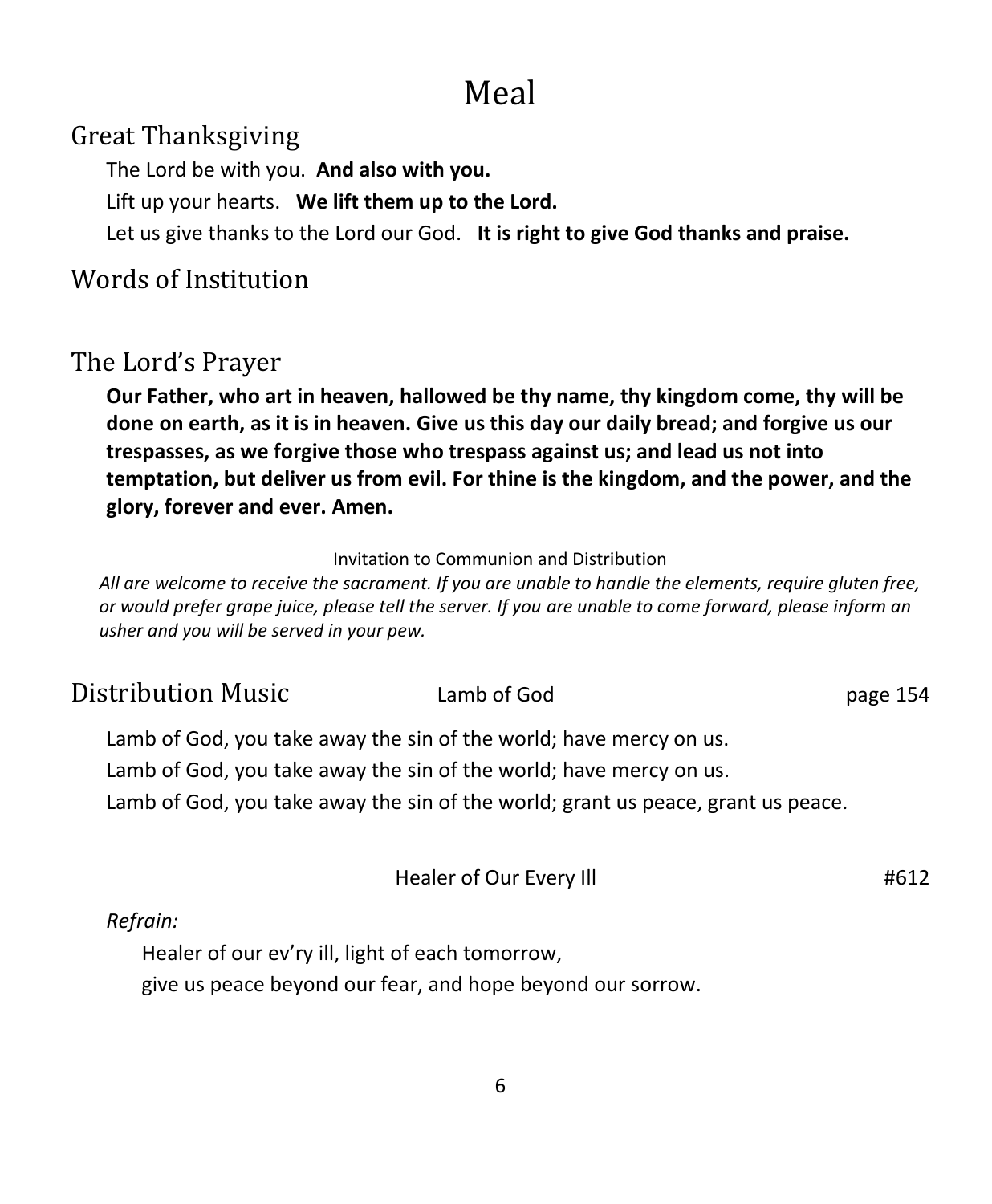# Meal

## Great Thanksgiving

The Lord be with you. **And also with you.**

Lift up your hearts. **We lift them up to the Lord.**

Let us give thanks to the Lord our God. **It is right to give God thanks and praise.**

## Words of Institution

## The Lord's Prayer

**Our Father, who art in heaven, hallowed be thy name, thy kingdom come, thy will be done on earth, as it is in heaven. Give us this day our daily bread; and forgive us our trespasses, as we forgive those who trespass against us; and lead us not into temptation, but deliver us from evil. For thine is the kingdom, and the power, and the glory, forever and ever. Amen.**

Invitation to Communion and Distribution

*All are welcome to receive the sacrament. If you are unable to handle the elements, require gluten free, or would prefer grape juice, please tell the server. If you are unable to come forward, please inform an usher and you will be served in your pew.*

## Distribution Music — Lamb of God — page 154

Lamb of God, you take away the sin of the world; have mercy on us.
Lamb of God, you take away the sin of the world; have mercy on us.
Lamb of God, you take away the sin of the world; grant us peace, grant us peace.

Healer of Our Every Ill — #612

*Refrain:*

Healer of our ev'ry ill, light of each tomorrow,
give us peace beyond our fear, and hope beyond our sorrow.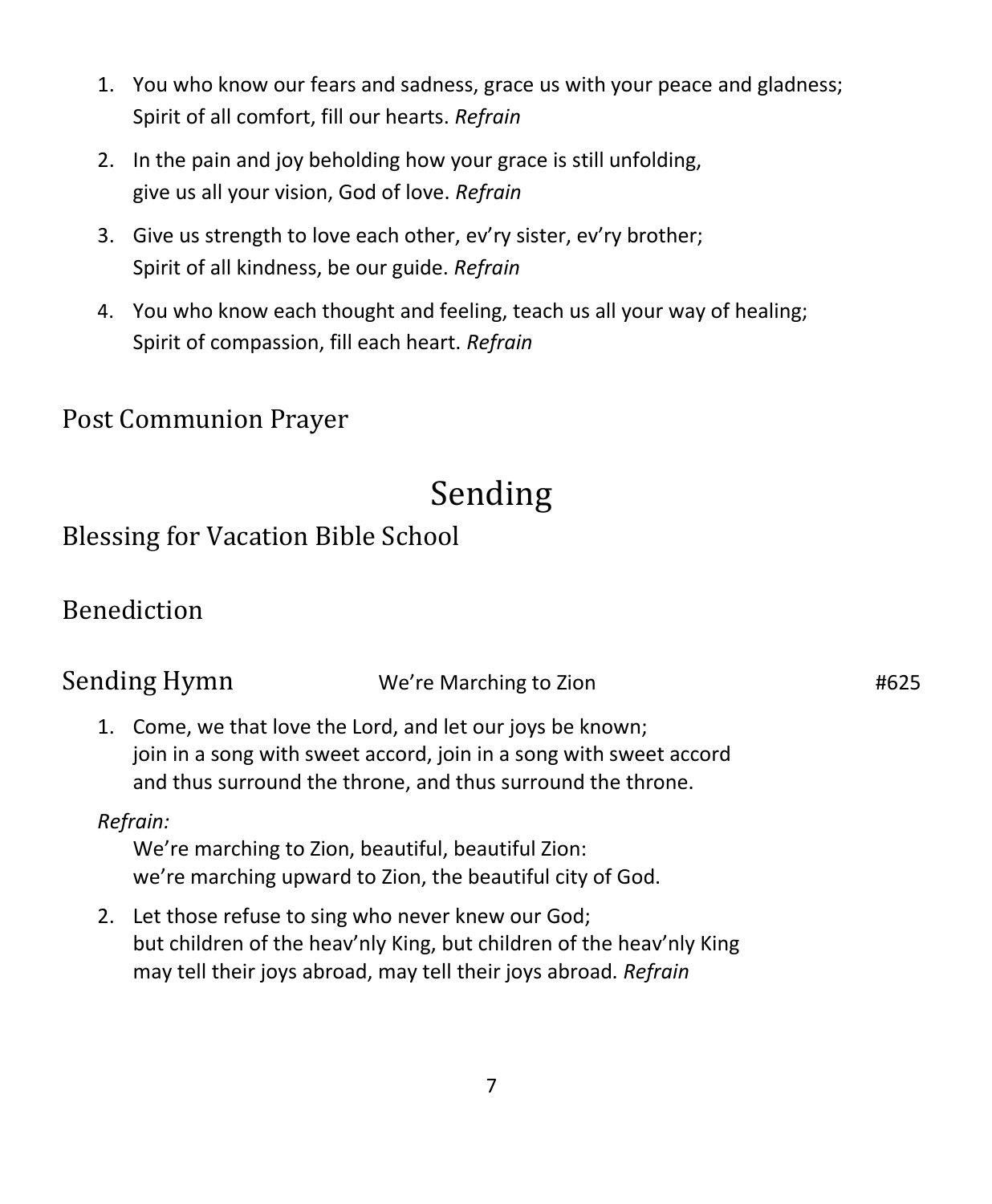1. You who know our fears and sadness, grace us with your peace and gladness;
   Spirit of all comfort, fill our hearts. *Refrain*

2. In the pain and joy beholding how your grace is still unfolding,
   give us all your vision, God of love. *Refrain*

3. Give us strength to love each other, ev'ry sister, ev'ry brother;
   Spirit of all kindness, be our guide. *Refrain*

4. You who know each thought and feeling, teach us all your way of healing;
   Spirit of compassion, fill each heart. *Refrain*

## Post Communion Prayer

# Sending

## Blessing for Vacation Bible School

## Benediction

## Sending Hymn — We're Marching to Zion — #625

1. Come, we that love the Lord, and let our joys be known;
   join in a song with sweet accord, join in a song with sweet accord
   and thus surround the throne, and thus surround the throne.

*Refrain:*

We're marching to Zion, beautiful, beautiful Zion:
we're marching upward to Zion, the beautiful city of God.

2. Let those refuse to sing who never knew our God;
   but children of the heav'nly King, but children of the heav'nly King
   may tell their joys abroad, may tell their joys abroad. *Refrain*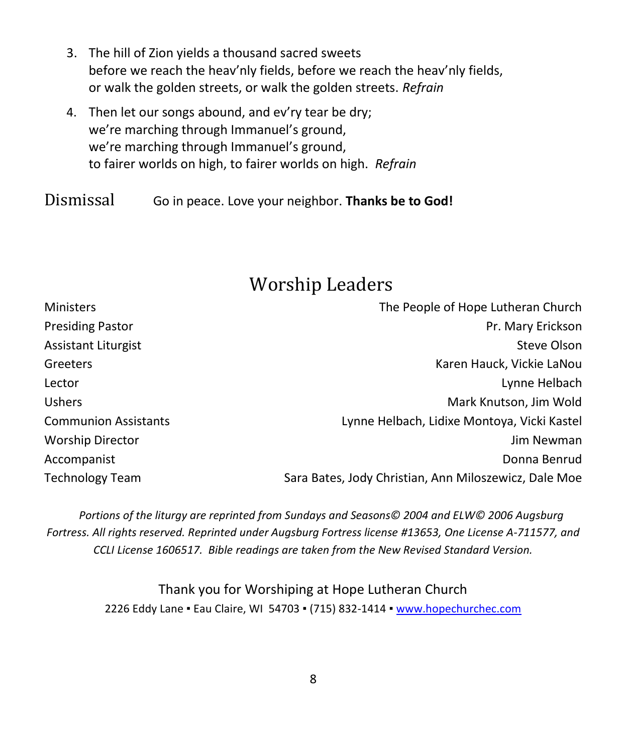3. The hill of Zion yields a thousand sacred sweets
   before we reach the heav'nly fields, before we reach the heav'nly fields,
   or walk the golden streets, or walk the golden streets. *Refrain*

4. Then let our songs abound, and ev'ry tear be dry;
   we're marching through Immanuel's ground,
   we're marching through Immanuel's ground,
   to fairer worlds on high, to fairer worlds on high. *Refrain*

## Dismissal

Go in peace. Love your neighbor. **Thanks be to God!**

## Worship Leaders

| | |
|---|---|
| Ministers | The People of Hope Lutheran Church |
| Presiding Pastor | Pr. Mary Erickson |
| Assistant Liturgist | Steve Olson |
| Greeters | Karen Hauck, Vickie LaNou |
| Lector | Lynne Helbach |
| Ushers | Mark Knutson, Jim Wold |
| Communion Assistants | Lynne Helbach, Lidixe Montoya, Vicki Kastel |
| Worship Director | Jim Newman |
| Accompanist | Donna Benrud |
| Technology Team | Sara Bates, Jody Christian, Ann Miloszewicz, Dale Moe |

*Portions of the liturgy are reprinted from Sundays and Seasons© 2004 and ELW© 2006 Augsburg Fortress. All rights reserved. Reprinted under Augsburg Fortress license #13653, One License A-711577, and CCLI License 1606517. Bible readings are taken from the New Revised Standard Version.*

Thank you for Worshiping at Hope Lutheran Church

2226 Eddy Lane ▪ Eau Claire, WI 54703 ▪ (715) 832-1414 ▪ www.hopechurchec.com